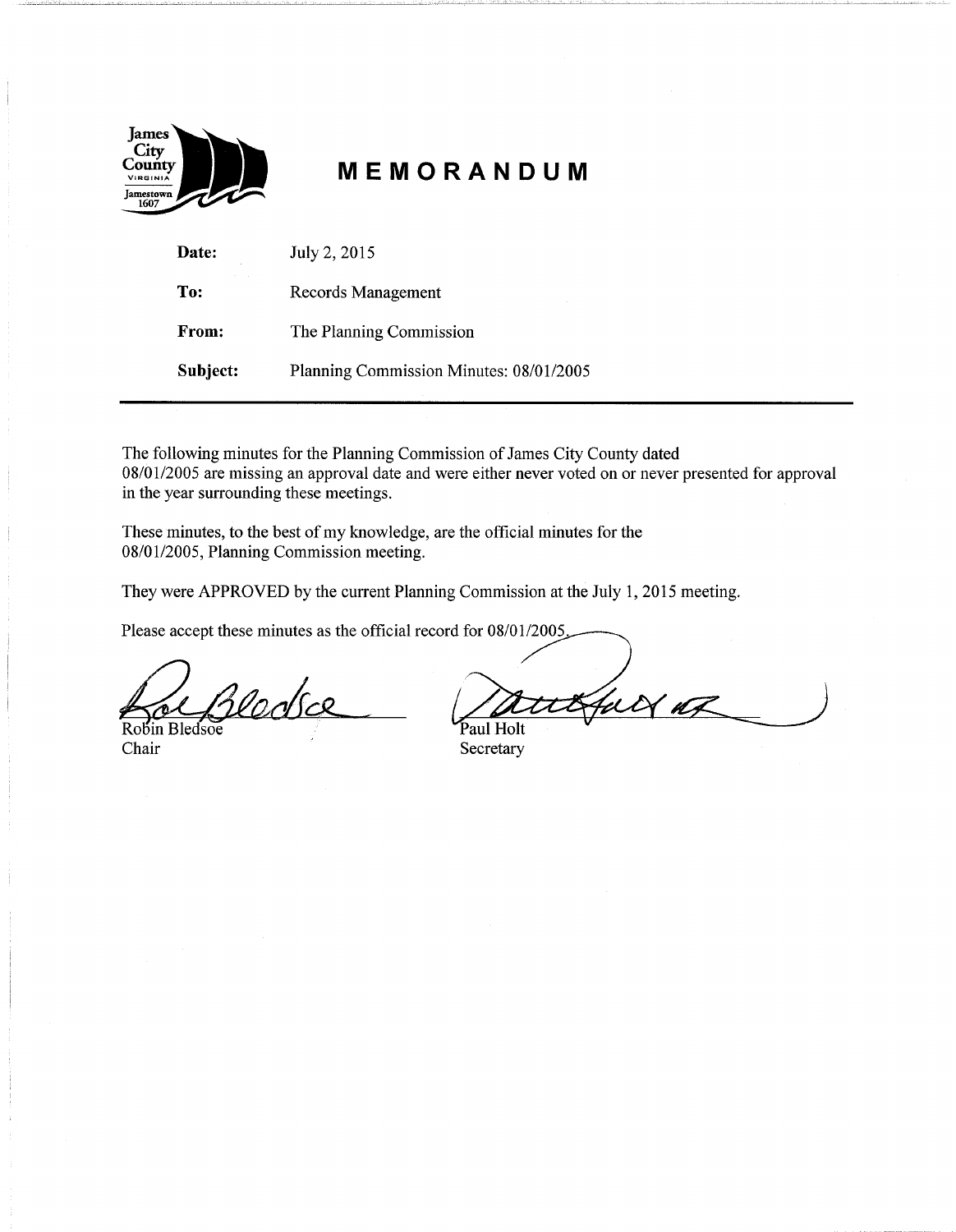James City County VIRGINIA Jamestown 1607

# MEMORANDUM

**Date:** July 2, 2015

**To:** Records Management

**From:** The Planning Commission

**Subject:** Planning Commission Minutes: 08/01/2005

---

The following minutes for the Planning Commission of James City County dated 08/01/2005 are missing an approval date and were either never voted on or never presented for approval in the year surrounding these meetings.

These minutes, to the best of my knowledge, are the official minutes for the 08/01/2005, Planning Commission meeting.

They were APPROVED by the current Planning Commission at the July 1, 2015 meeting.

Please accept these minutes as the official record for 08/01/2005.

Robin Bledsoe
Chair

Paul Holt
Secretary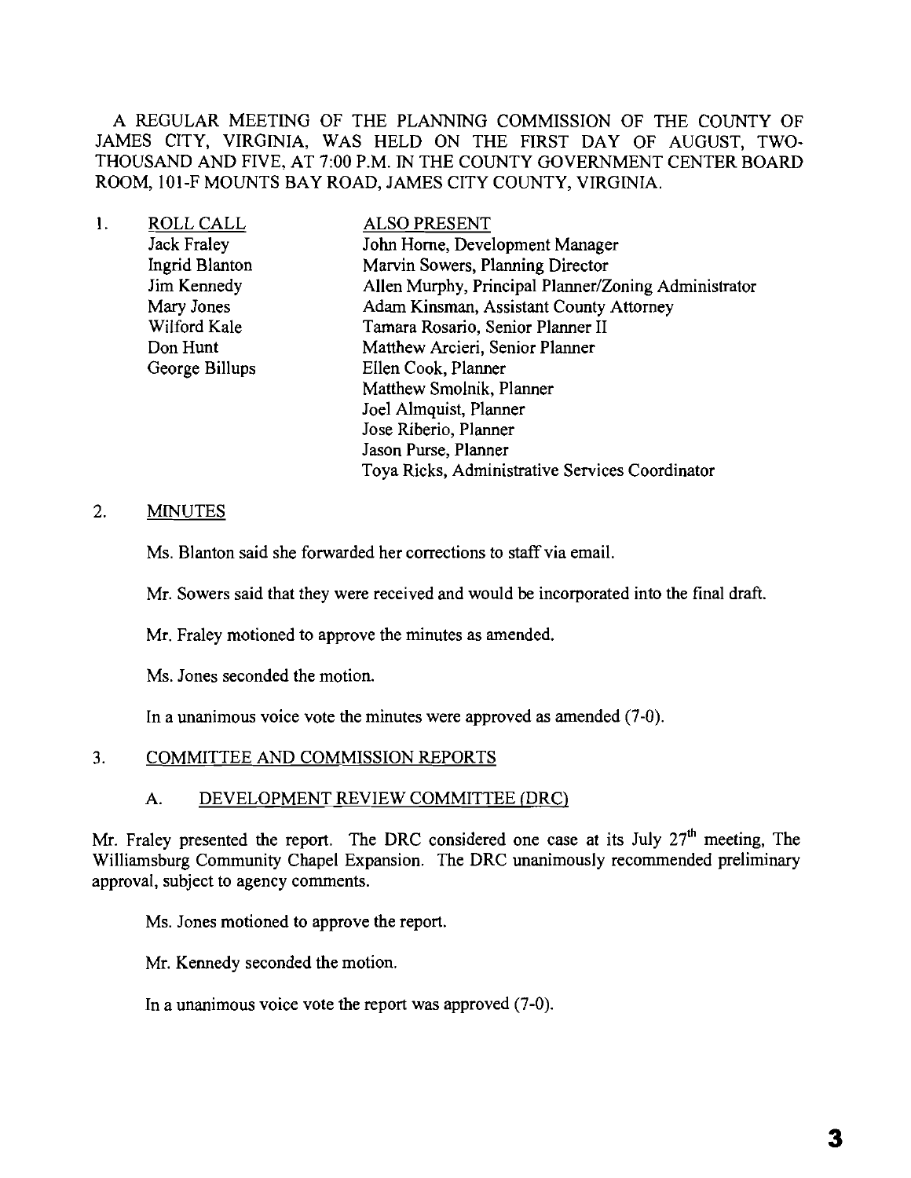A REGULAR MEETING OF THE PLANNING COMMISSION OF THE COUNTY OF JAMES CITY, VIRGINIA, WAS HELD ON THE FIRST DAY OF AUGUST, TWO-THOUSAND AND FIVE, AT 7:00 P.M. IN THE COUNTY GOVERNMENT CENTER BOARD ROOM, 101-F MOUNTS BAY ROAD, JAMES CITY COUNTY, VIRGINIA.

1. ROLL CALL

| ROLL CALL | ALSO PRESENT |
|---|---|
| Jack Fraley | John Horne, Development Manager |
| Ingrid Blanton | Marvin Sowers, Planning Director |
| Jim Kennedy | Allen Murphy, Principal Planner/Zoning Administrator |
| Mary Jones | Adam Kinsman, Assistant County Attorney |
| Wilford Kale | Tamara Rosario, Senior Planner II |
| Don Hunt | Matthew Arcieri, Senior Planner |
| George Billups | Ellen Cook, Planner |
| | Matthew Smolnik, Planner |
| | Joel Almquist, Planner |
| | Jose Riberio, Planner |
| | Jason Purse, Planner |
| | Toya Ricks, Administrative Services Coordinator |

2. MINUTES

Ms. Blanton said she forwarded her corrections to staff via email.

Mr. Sowers said that they were received and would be incorporated into the final draft.

Mr. Fraley motioned to approve the minutes as amended.

Ms. Jones seconded the motion.

In a unanimous voice vote the minutes were approved as amended (7-0).

3. COMMITTEE AND COMMISSION REPORTS

A. DEVELOPMENT REVIEW COMMITTEE (DRC)

Mr. Fraley presented the report. The DRC considered one case at its July 27th meeting, The Williamsburg Community Chapel Expansion. The DRC unanimously recommended preliminary approval, subject to agency comments.

Ms. Jones motioned to approve the report.

Mr. Kennedy seconded the motion.

In a unanimous voice vote the report was approved (7-0).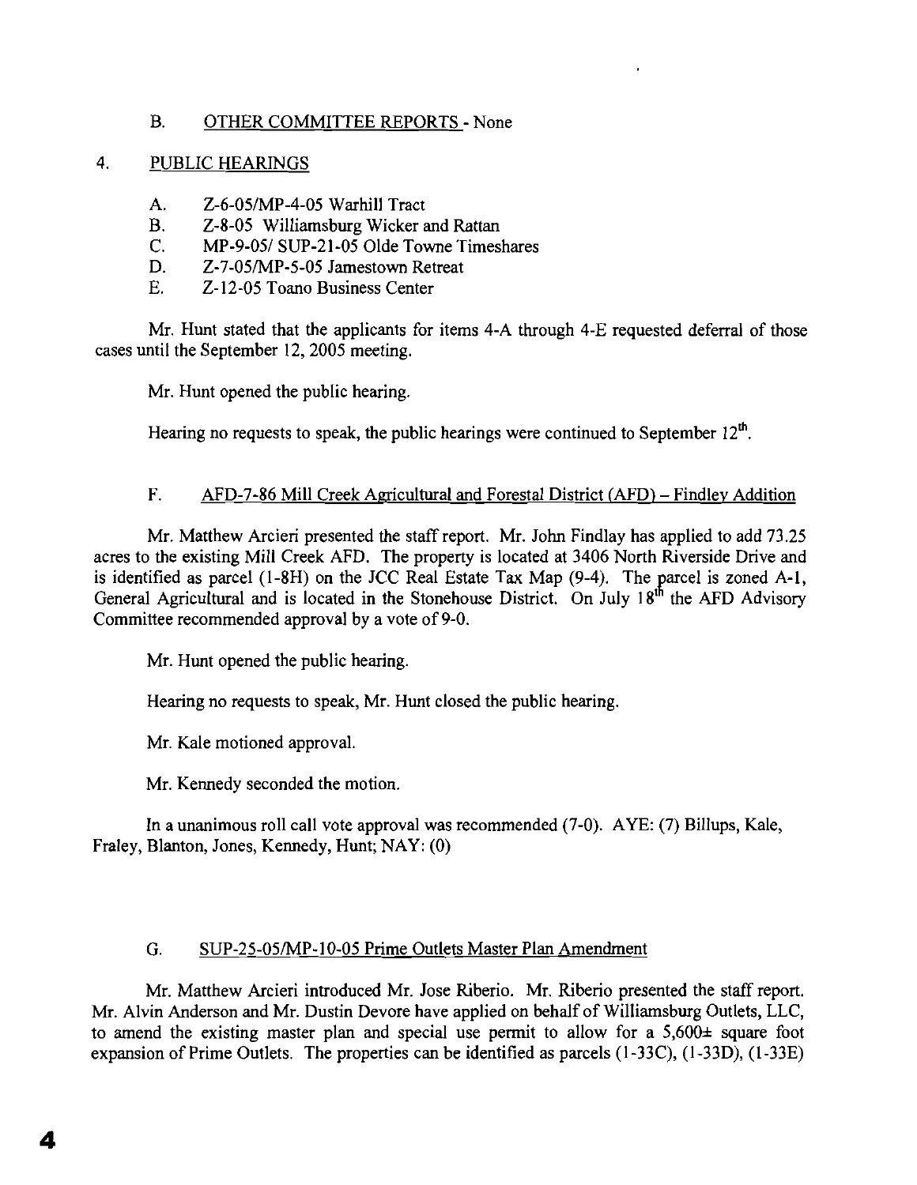B. <u>OTHER COMMITTEE REPORTS</u> - None

4. <u>PUBLIC HEARINGS</u>

A. Z-6-05/MP-4-05 Warhill Tract
B. Z-8-05 Williamsburg Wicker and Rattan
C. MP-9-05/ SUP-21-05 Olde Towne Timeshares
D. Z-7-05/MP-5-05 Jamestown Retreat
E. Z-12-05 Toano Business Center

Mr. Hunt stated that the applicants for items 4-A through 4-E requested deferral of those cases until the September 12, 2005 meeting.

Mr. Hunt opened the public hearing.

Hearing no requests to speak, the public hearings were continued to September 12th.

F. <u>AFD-7-86 Mill Creek Agricultural and Forestal District (AFD) – Findley Addition</u>

Mr. Matthew Arcieri presented the staff report. Mr. John Findlay has applied to add 73.25 acres to the existing Mill Creek AFD. The property is located at 3406 North Riverside Drive and is identified as parcel (1-8H) on the JCC Real Estate Tax Map (9-4). The parcel is zoned A-1, General Agricultural and is located in the Stonehouse District. On July 18th the AFD Advisory Committee recommended approval by a vote of 9-0.

Mr. Hunt opened the public hearing.

Hearing no requests to speak, Mr. Hunt closed the public hearing.

Mr. Kale motioned approval.

Mr. Kennedy seconded the motion.

In a unanimous roll call vote approval was recommended (7-0). AYE: (7) Billups, Kale, Fraley, Blanton, Jones, Kennedy, Hunt; NAY: (0)

G. <u>SUP-25-05/MP-10-05 Prime Outlets Master Plan Amendment</u>

Mr. Matthew Arcieri introduced Mr. Jose Riberio. Mr. Riberio presented the staff report. Mr. Alvin Anderson and Mr. Dustin Devore have applied on behalf of Williamsburg Outlets, LLC, to amend the existing master plan and special use permit to allow for a 5,600± square foot expansion of Prime Outlets. The properties can be identified as parcels (1-33C), (1-33D), (1-33E)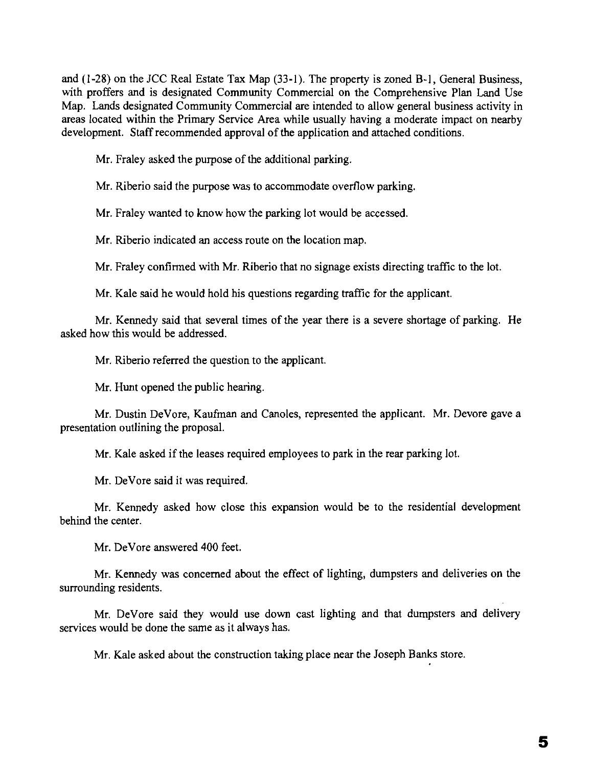and (1-28) on the JCC Real Estate Tax Map (33-1). The property is zoned B-1, General Business, with proffers and is designated Community Commercial on the Comprehensive Plan Land Use Map. Lands designated Community Commercial are intended to allow general business activity in areas located within the Primary Service Area while usually having a moderate impact on nearby development. Staff recommended approval of the application and attached conditions.

Mr. Fraley asked the purpose of the additional parking.

Mr. Riberio said the purpose was to accommodate overflow parking.

Mr. Fraley wanted to know how the parking lot would be accessed.

Mr. Riberio indicated an access route on the location map.

Mr. Fraley confirmed with Mr. Riberio that no signage exists directing traffic to the lot.

Mr. Kale said he would hold his questions regarding traffic for the applicant.

Mr. Kennedy said that several times of the year there is a severe shortage of parking. He asked how this would be addressed.

Mr. Riberio referred the question to the applicant.

Mr. Hunt opened the public hearing.

Mr. Dustin DeVore, Kaufman and Canoles, represented the applicant. Mr. Devore gave a presentation outlining the proposal.

Mr. Kale asked if the leases required employees to park in the rear parking lot.

Mr. DeVore said it was required.

Mr. Kennedy asked how close this expansion would be to the residential development behind the center.

Mr. DeVore answered 400 feet.

Mr. Kennedy was concerned about the effect of lighting, dumpsters and deliveries on the surrounding residents.

Mr. DeVore said they would use down cast lighting and that dumpsters and delivery services would be done the same as it always has.

Mr. Kale asked about the construction taking place near the Joseph Banks store.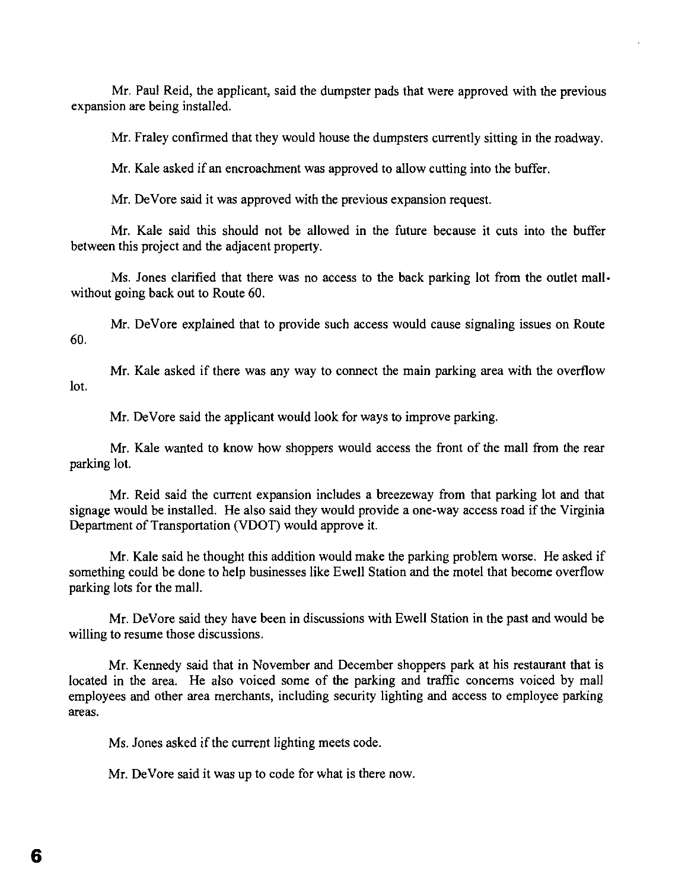Mr. Paul Reid, the applicant, said the dumpster pads that were approved with the previous expansion are being installed.

Mr. Fraley confirmed that they would house the dumpsters currently sitting in the roadway.

Mr. Kale asked if an encroachment was approved to allow cutting into the buffer.

Mr. DeVore said it was approved with the previous expansion request.

Mr. Kale said this should not be allowed in the future because it cuts into the buffer between this project and the adjacent property.

Ms. Jones clarified that there was no access to the back parking lot from the outlet mall without going back out to Route 60.

Mr. DeVore explained that to provide such access would cause signaling issues on Route 60.

Mr. Kale asked if there was any way to connect the main parking area with the overflow lot.

Mr. DeVore said the applicant would look for ways to improve parking.

Mr. Kale wanted to know how shoppers would access the front of the mall from the rear parking lot.

Mr. Reid said the current expansion includes a breezeway from that parking lot and that signage would be installed. He also said they would provide a one-way access road if the Virginia Department of Transportation (VDOT) would approve it.

Mr. Kale said he thought this addition would make the parking problem worse. He asked if something could be done to help businesses like Ewell Station and the motel that become overflow parking lots for the mall.

Mr. DeVore said they have been in discussions with Ewell Station in the past and would be willing to resume those discussions.

Mr. Kennedy said that in November and December shoppers park at his restaurant that is located in the area. He also voiced some of the parking and traffic concerns voiced by mall employees and other area merchants, including security lighting and access to employee parking areas.

Ms. Jones asked if the current lighting meets code.

Mr. DeVore said it was up to code for what is there now.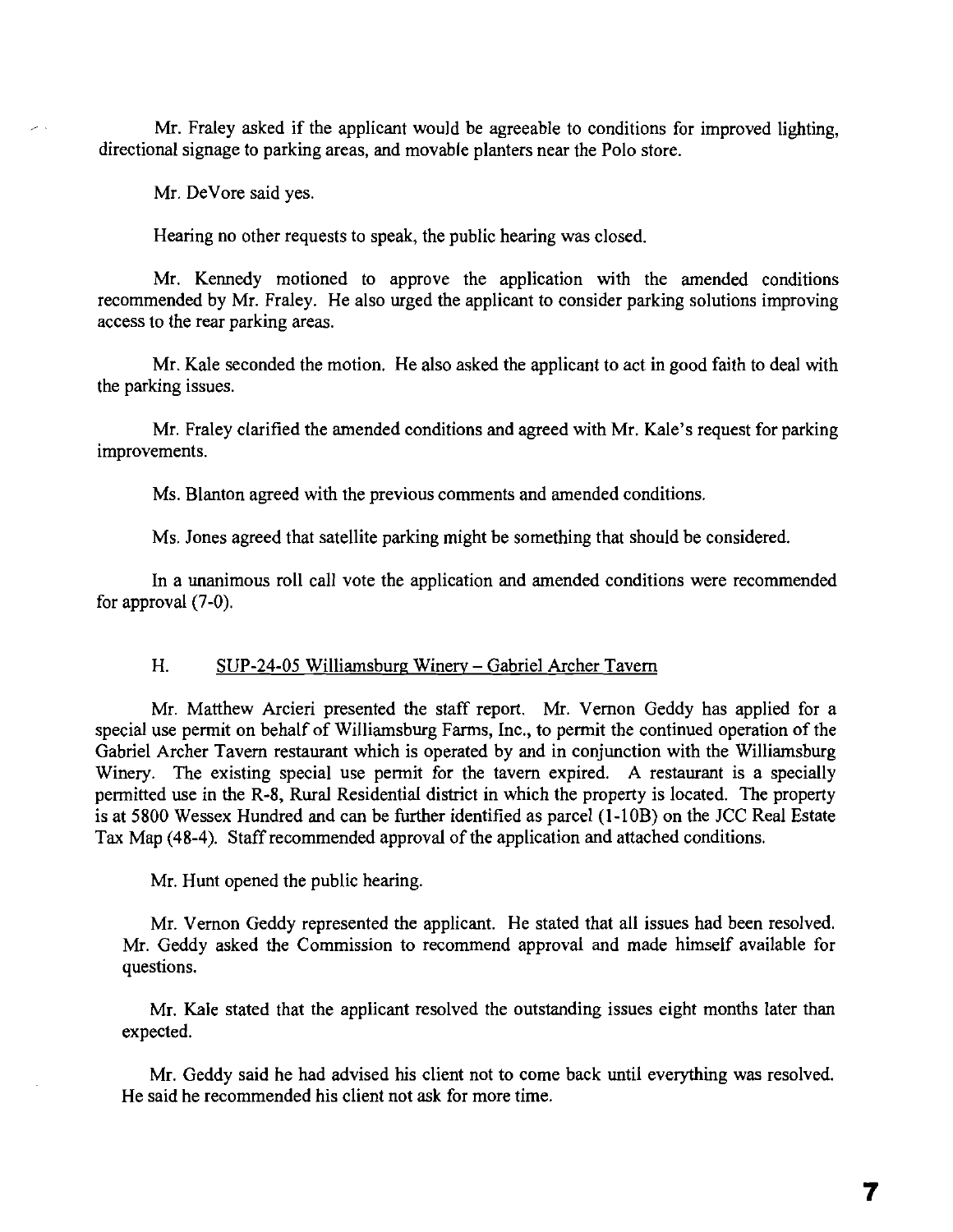Mr. Fraley asked if the applicant would be agreeable to conditions for improved lighting, directional signage to parking areas, and movable planters near the Polo store.

Mr. DeVore said yes.

Hearing no other requests to speak, the public hearing was closed.

Mr. Kennedy motioned to approve the application with the amended conditions recommended by Mr. Fraley. He also urged the applicant to consider parking solutions improving access to the rear parking areas.

Mr. Kale seconded the motion. He also asked the applicant to act in good faith to deal with the parking issues.

Mr. Fraley clarified the amended conditions and agreed with Mr. Kale's request for parking improvements.

Ms. Blanton agreed with the previous comments and amended conditions.

Ms. Jones agreed that satellite parking might be something that should be considered.

In a unanimous roll call vote the application and amended conditions were recommended for approval (7-0).

H. SUP-24-05 Williamsburg Winery – Gabriel Archer Tavern

Mr. Matthew Arcieri presented the staff report. Mr. Vernon Geddy has applied for a special use permit on behalf of Williamsburg Farms, Inc., to permit the continued operation of the Gabriel Archer Tavern restaurant which is operated by and in conjunction with the Williamsburg Winery. The existing special use permit for the tavern expired. A restaurant is a specially permitted use in the R-8, Rural Residential district in which the property is located. The property is at 5800 Wessex Hundred and can be further identified as parcel (1-10B) on the JCC Real Estate Tax Map (48-4). Staff recommended approval of the application and attached conditions.

Mr. Hunt opened the public hearing.

Mr. Vernon Geddy represented the applicant. He stated that all issues had been resolved. Mr. Geddy asked the Commission to recommend approval and made himself available for questions.

Mr. Kale stated that the applicant resolved the outstanding issues eight months later than expected.

Mr. Geddy said he had advised his client not to come back until everything was resolved. He said he recommended his client not ask for more time.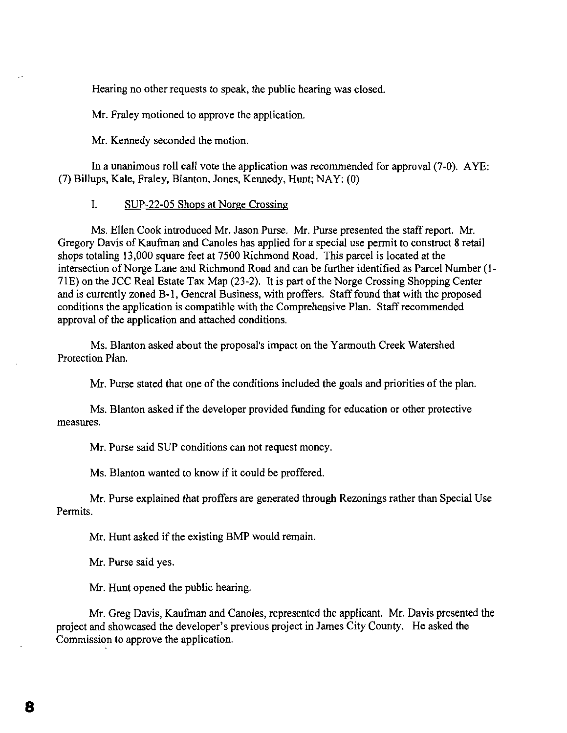Hearing no other requests to speak, the public hearing was closed.

Mr. Fraley motioned to approve the application.

Mr. Kennedy seconded the motion.

In a unanimous roll call vote the application was recommended for approval (7-0). AYE: (7) Billups, Kale, Fraley, Blanton, Jones, Kennedy, Hunt; NAY: (0)

I. <u>SUP-22-05 Shops at Norge Crossing</u>

Ms. Ellen Cook introduced Mr. Jason Purse. Mr. Purse presented the staff report. Mr. Gregory Davis of Kaufman and Canoles has applied for a special use permit to construct 8 retail shops totaling 13,000 square feet at 7500 Richmond Road. This parcel is located at the intersection of Norge Lane and Richmond Road and can be further identified as Parcel Number (1-71E) on the JCC Real Estate Tax Map (23-2). It is part of the Norge Crossing Shopping Center and is currently zoned B-1, General Business, with proffers. Staff found that with the proposed conditions the application is compatible with the Comprehensive Plan. Staff recommended approval of the application and attached conditions.

Ms. Blanton asked about the proposal's impact on the Yarmouth Creek Watershed Protection Plan.

Mr. Purse stated that one of the conditions included the goals and priorities of the plan.

Ms. Blanton asked if the developer provided funding for education or other protective measures.

Mr. Purse said SUP conditions can not request money.

Ms. Blanton wanted to know if it could be proffered.

Mr. Purse explained that proffers are generated through Rezonings rather than Special Use Permits.

Mr. Hunt asked if the existing BMP would remain.

Mr. Purse said yes.

Mr. Hunt opened the public hearing.

Mr. Greg Davis, Kaufman and Canoles, represented the applicant. Mr. Davis presented the project and showcased the developer's previous project in James City County. He asked the Commission to approve the application.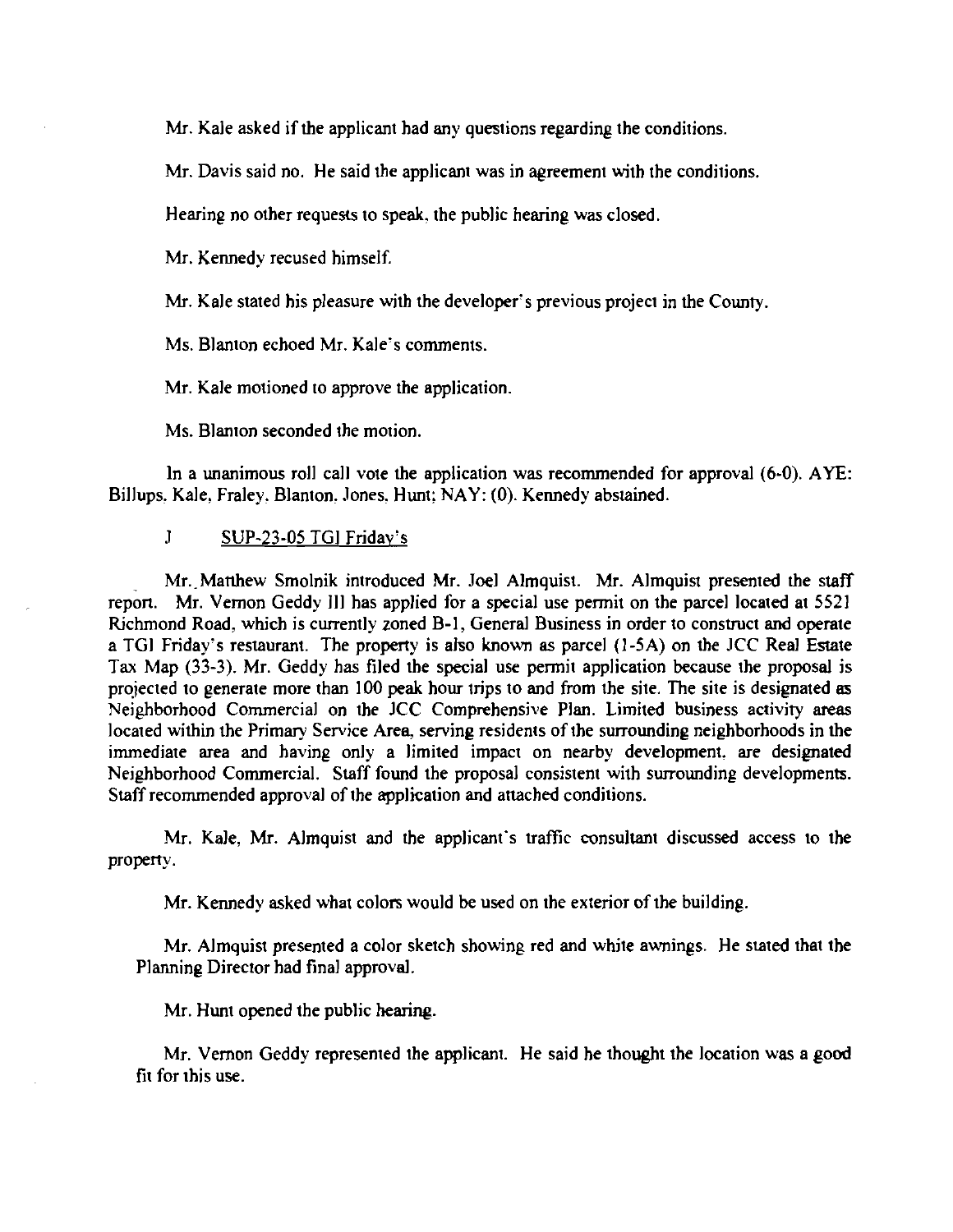Mr. Kale asked if the applicant had any questions regarding the conditions.

Mr. Davis said no. He said the applicant was in agreement with the conditions.

Hearing no other requests to speak, the public hearing was closed.

Mr. Kennedy recused himself.

Mr. Kale stated his pleasure with the developer's previous project in the County.

Ms. Blanton echoed Mr. Kale's comments.

Mr. Kale motioned to approve the application.

Ms. Blanton seconded the motion.

In a unanimous roll call vote the application was recommended for approval (6-0). AYE: Billups, Kale, Fraley, Blanton, Jones, Hunt; NAY: (0). Kennedy abstained.

J SUP-23-05 TGI Friday's

Mr. Matthew Smolnik introduced Mr. Joel Almquist. Mr. Almquist presented the staff report. Mr. Vernon Geddy III has applied for a special use permit on the parcel located at 5521 Richmond Road, which is currently zoned B-1, General Business in order to construct and operate a TGI Friday's restaurant. The property is also known as parcel (1-5A) on the JCC Real Estate Tax Map (33-3). Mr. Geddy has filed the special use permit application because the proposal is projected to generate more than 100 peak hour trips to and from the site. The site is designated as Neighborhood Commercial on the JCC Comprehensive Plan. Limited business activity areas located within the Primary Service Area, serving residents of the surrounding neighborhoods in the immediate area and having only a limited impact on nearby development, are designated Neighborhood Commercial. Staff found the proposal consistent with surrounding developments. Staff recommended approval of the application and attached conditions.

Mr. Kale, Mr. Almquist and the applicant's traffic consultant discussed access to the property.

Mr. Kennedy asked what colors would be used on the exterior of the building.

Mr. Almquist presented a color sketch showing red and white awnings. He stated that the Planning Director had final approval.

Mr. Hunt opened the public hearing.

Mr. Vernon Geddy represented the applicant. He said he thought the location was a good fit for this use.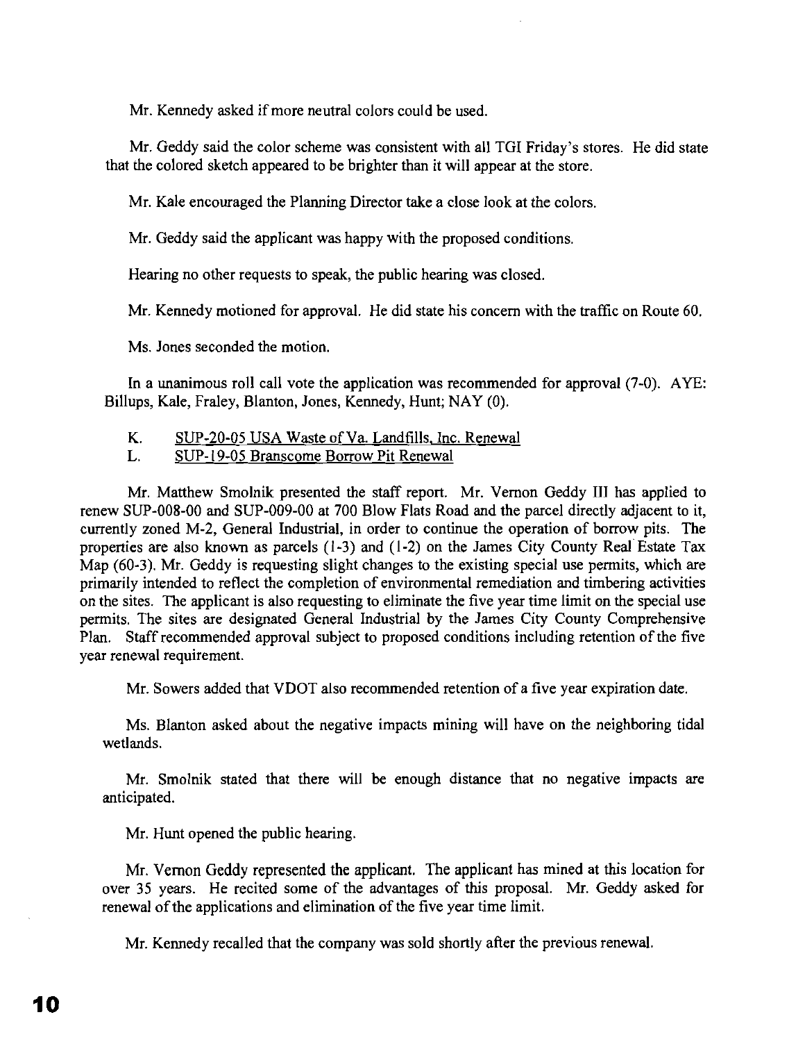Mr. Kennedy asked if more neutral colors could be used.

Mr. Geddy said the color scheme was consistent with all TGI Friday's stores. He did state that the colored sketch appeared to be brighter than it will appear at the store.

Mr. Kale encouraged the Planning Director take a close look at the colors.

Mr. Geddy said the applicant was happy with the proposed conditions.

Hearing no other requests to speak, the public hearing was closed.

Mr. Kennedy motioned for approval. He did state his concern with the traffic on Route 60.

Ms. Jones seconded the motion.

In a unanimous roll call vote the application was recommended for approval (7-0). AYE: Billups, Kale, Fraley, Blanton, Jones, Kennedy, Hunt; NAY (0).

K. SUP-20-05 USA Waste of Va. Landfills, Inc. Renewal

L. SUP-19-05 Branscome Borrow Pit Renewal

Mr. Matthew Smolnik presented the staff report. Mr. Vernon Geddy III has applied to renew SUP-008-00 and SUP-009-00 at 700 Blow Flats Road and the parcel directly adjacent to it, currently zoned M-2, General Industrial, in order to continue the operation of borrow pits. The properties are also known as parcels (1-3) and (1-2) on the James City County Real Estate Tax Map (60-3). Mr. Geddy is requesting slight changes to the existing special use permits, which are primarily intended to reflect the completion of environmental remediation and timbering activities on the sites. The applicant is also requesting to eliminate the five year time limit on the special use permits. The sites are designated General Industrial by the James City County Comprehensive Plan. Staff recommended approval subject to proposed conditions including retention of the five year renewal requirement.

Mr. Sowers added that VDOT also recommended retention of a five year expiration date.

Ms. Blanton asked about the negative impacts mining will have on the neighboring tidal wetlands.

Mr. Smolnik stated that there will be enough distance that no negative impacts are anticipated.

Mr. Hunt opened the public hearing.

Mr. Vernon Geddy represented the applicant. The applicant has mined at this location for over 35 years. He recited some of the advantages of this proposal. Mr. Geddy asked for renewal of the applications and elimination of the five year time limit.

Mr. Kennedy recalled that the company was sold shortly after the previous renewal.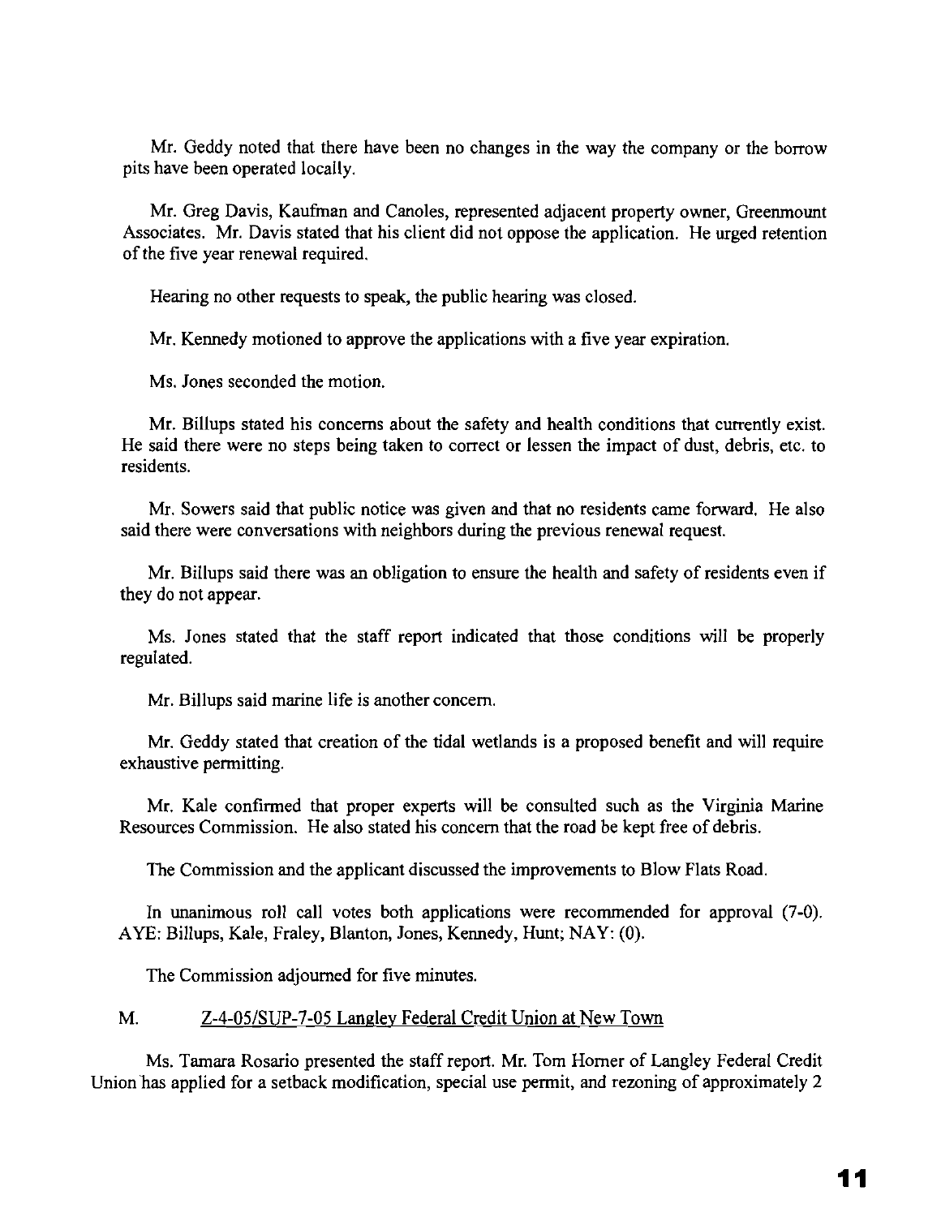Mr. Geddy noted that there have been no changes in the way the company or the borrow pits have been operated locally.

Mr. Greg Davis, Kaufman and Canoles, represented adjacent property owner, Greenmount Associates. Mr. Davis stated that his client did not oppose the application. He urged retention of the five year renewal required.

Hearing no other requests to speak, the public hearing was closed.

Mr. Kennedy motioned to approve the applications with a five year expiration.

Ms. Jones seconded the motion.

Mr. Billups stated his concerns about the safety and health conditions that currently exist. He said there were no steps being taken to correct or lessen the impact of dust, debris, etc. to residents.

Mr. Sowers said that public notice was given and that no residents came forward. He also said there were conversations with neighbors during the previous renewal request.

Mr. Billups said there was an obligation to ensure the health and safety of residents even if they do not appear.

Ms. Jones stated that the staff report indicated that those conditions will be properly regulated.

Mr. Billups said marine life is another concern.

Mr. Geddy stated that creation of the tidal wetlands is a proposed benefit and will require exhaustive permitting.

Mr. Kale confirmed that proper experts will be consulted such as the Virginia Marine Resources Commission. He also stated his concern that the road be kept free of debris.

The Commission and the applicant discussed the improvements to Blow Flats Road.

In unanimous roll call votes both applications were recommended for approval (7-0). AYE: Billups, Kale, Fraley, Blanton, Jones, Kennedy, Hunt; NAY: (0).

The Commission adjourned for five minutes.

M. Z-4-05/SUP-7-05 Langley Federal Credit Union at New Town

Ms. Tamara Rosario presented the staff report. Mr. Tom Horner of Langley Federal Credit Union has applied for a setback modification, special use permit, and rezoning of approximately 2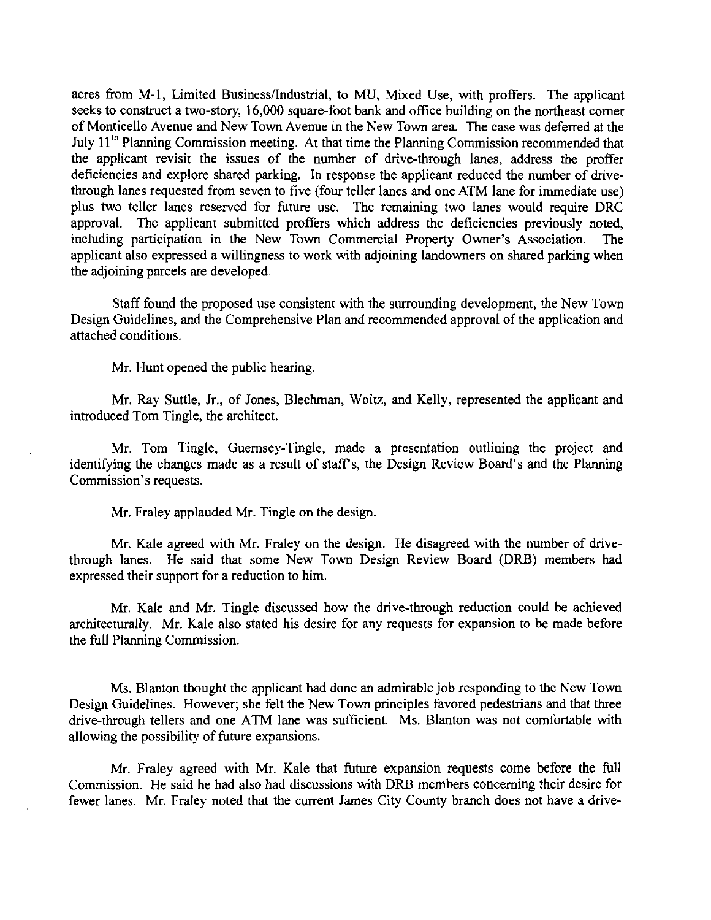acres from M-1, Limited Business/Industrial, to MU, Mixed Use, with proffers. The applicant seeks to construct a two-story, 16,000 square-foot bank and office building on the northeast corner of Monticello Avenue and New Town Avenue in the New Town area. The case was deferred at the July 11th Planning Commission meeting. At that time the Planning Commission recommended that the applicant revisit the issues of the number of drive-through lanes, address the proffer deficiencies and explore shared parking. In response the applicant reduced the number of drive-through lanes requested from seven to five (four teller lanes and one ATM lane for immediate use) plus two teller lanes reserved for future use. The remaining two lanes would require DRC approval. The applicant submitted proffers which address the deficiencies previously noted, including participation in the New Town Commercial Property Owner's Association. The applicant also expressed a willingness to work with adjoining landowners on shared parking when the adjoining parcels are developed.

Staff found the proposed use consistent with the surrounding development, the New Town Design Guidelines, and the Comprehensive Plan and recommended approval of the application and attached conditions.

Mr. Hunt opened the public hearing.

Mr. Ray Suttle, Jr., of Jones, Blechman, Woltz, and Kelly, represented the applicant and introduced Tom Tingle, the architect.

Mr. Tom Tingle, Guernsey-Tingle, made a presentation outlining the project and identifying the changes made as a result of staff's, the Design Review Board's and the Planning Commission's requests.

Mr. Fraley applauded Mr. Tingle on the design.

Mr. Kale agreed with Mr. Fraley on the design. He disagreed with the number of drive-through lanes. He said that some New Town Design Review Board (DRB) members had expressed their support for a reduction to him.

Mr. Kale and Mr. Tingle discussed how the drive-through reduction could be achieved architecturally. Mr. Kale also stated his desire for any requests for expansion to be made before the full Planning Commission.

Ms. Blanton thought the applicant had done an admirable job responding to the New Town Design Guidelines. However; she felt the New Town principles favored pedestrians and that three drive-through tellers and one ATM lane was sufficient. Ms. Blanton was not comfortable with allowing the possibility of future expansions.

Mr. Fraley agreed with Mr. Kale that future expansion requests come before the full Commission. He said he had also had discussions with DRB members concerning their desire for fewer lanes. Mr. Fraley noted that the current James City County branch does not have a drive-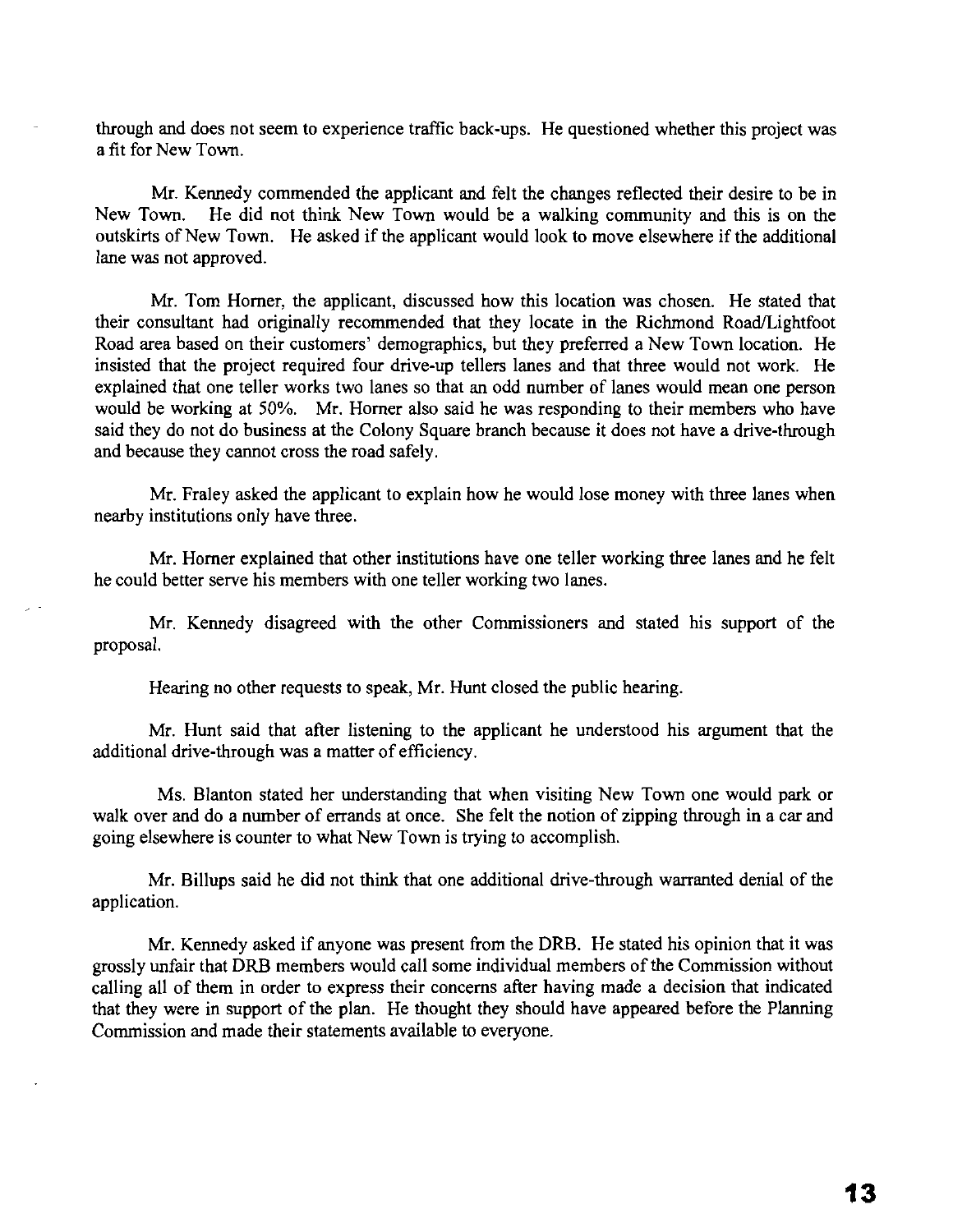through and does not seem to experience traffic back-ups. He questioned whether this project was a fit for New Town.

Mr. Kennedy commended the applicant and felt the changes reflected their desire to be in New Town. He did not think New Town would be a walking community and this is on the outskirts of New Town. He asked if the applicant would look to move elsewhere if the additional lane was not approved.

Mr. Tom Horner, the applicant, discussed how this location was chosen. He stated that their consultant had originally recommended that they locate in the Richmond Road/Lightfoot Road area based on their customers' demographics, but they preferred a New Town location. He insisted that the project required four drive-up tellers lanes and that three would not work. He explained that one teller works two lanes so that an odd number of lanes would mean one person would be working at 50%. Mr. Horner also said he was responding to their members who have said they do not do business at the Colony Square branch because it does not have a drive-through and because they cannot cross the road safely.

Mr. Fraley asked the applicant to explain how he would lose money with three lanes when nearby institutions only have three.

Mr. Horner explained that other institutions have one teller working three lanes and he felt he could better serve his members with one teller working two lanes.

Mr. Kennedy disagreed with the other Commissioners and stated his support of the proposal.

Hearing no other requests to speak, Mr. Hunt closed the public hearing.

Mr. Hunt said that after listening to the applicant he understood his argument that the additional drive-through was a matter of efficiency.

Ms. Blanton stated her understanding that when visiting New Town one would park or walk over and do a number of errands at once. She felt the notion of zipping through in a car and going elsewhere is counter to what New Town is trying to accomplish.

Mr. Billups said he did not think that one additional drive-through warranted denial of the application.

Mr. Kennedy asked if anyone was present from the DRB. He stated his opinion that it was grossly unfair that DRB members would call some individual members of the Commission without calling all of them in order to express their concerns after having made a decision that indicated that they were in support of the plan. He thought they should have appeared before the Planning Commission and made their statements available to everyone.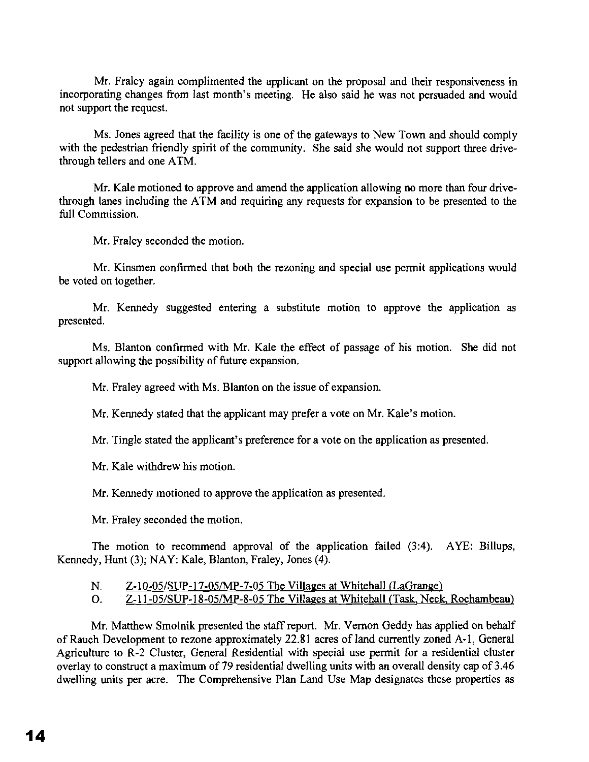Mr. Fraley again complimented the applicant on the proposal and their responsiveness in incorporating changes from last month's meeting. He also said he was not persuaded and would not support the request.

Ms. Jones agreed that the facility is one of the gateways to New Town and should comply with the pedestrian friendly spirit of the community. She said she would not support three drive-through tellers and one ATM.

Mr. Kale motioned to approve and amend the application allowing no more than four drive-through lanes including the ATM and requiring any requests for expansion to be presented to the full Commission.

Mr. Fraley seconded the motion.

Mr. Kinsmen confirmed that both the rezoning and special use permit applications would be voted on together.

Mr. Kennedy suggested entering a substitute motion to approve the application as presented.

Ms. Blanton confirmed with Mr. Kale the effect of passage of his motion. She did not support allowing the possibility of future expansion.

Mr. Fraley agreed with Ms. Blanton on the issue of expansion.

Mr. Kennedy stated that the applicant may prefer a vote on Mr. Kale's motion.

Mr. Tingle stated the applicant's preference for a vote on the application as presented.

Mr. Kale withdrew his motion.

Mr. Kennedy motioned to approve the application as presented.

Mr. Fraley seconded the motion.

The motion to recommend approval of the application failed (3:4). AYE: Billups, Kennedy, Hunt (3); NAY: Kale, Blanton, Fraley, Jones (4).

N. Z-10-05/SUP-17-05/MP-7-05 The Villages at Whitehall (LaGrange)

O. Z-11-05/SUP-18-05/MP-8-05 The Villages at Whitehall (Task, Neck, Rochambeau)

Mr. Matthew Smolnik presented the staff report. Mr. Vernon Geddy has applied on behalf of Rauch Development to rezone approximately 22.81 acres of land currently zoned A-1, General Agriculture to R-2 Cluster, General Residential with special use permit for a residential cluster overlay to construct a maximum of 79 residential dwelling units with an overall density cap of 3.46 dwelling units per acre. The Comprehensive Plan Land Use Map designates these properties as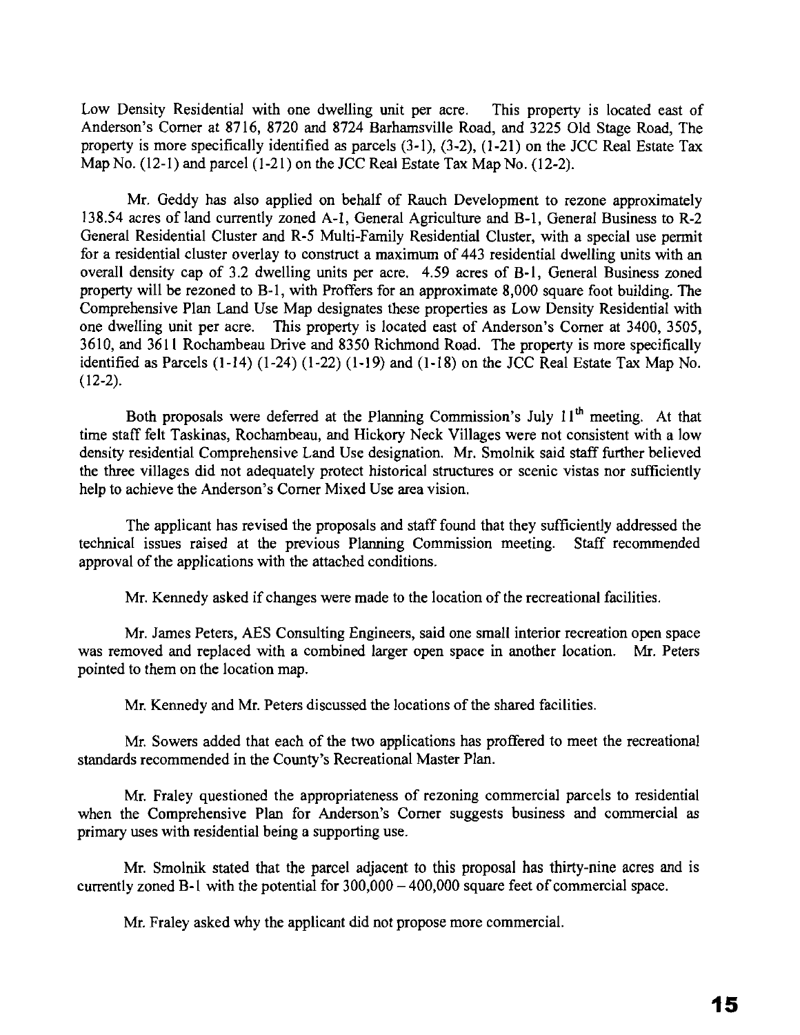Low Density Residential with one dwelling unit per acre. This property is located east of Anderson's Corner at 8716, 8720 and 8724 Barhamsville Road, and 3225 Old Stage Road, The property is more specifically identified as parcels (3-1), (3-2), (1-21) on the JCC Real Estate Tax Map No. (12-1) and parcel (1-21) on the JCC Real Estate Tax Map No. (12-2).

Mr. Geddy has also applied on behalf of Rauch Development to rezone approximately 138.54 acres of land currently zoned A-1, General Agriculture and B-1, General Business to R-2 General Residential Cluster and R-5 Multi-Family Residential Cluster, with a special use permit for a residential cluster overlay to construct a maximum of 443 residential dwelling units with an overall density cap of 3.2 dwelling units per acre. 4.59 acres of B-1, General Business zoned property will be rezoned to B-1, with Proffers for an approximate 8,000 square foot building. The Comprehensive Plan Land Use Map designates these properties as Low Density Residential with one dwelling unit per acre. This property is located east of Anderson's Corner at 3400, 3505, 3610, and 3611 Rochambeau Drive and 8350 Richmond Road. The property is more specifically identified as Parcels (1-14) (1-24) (1-22) (1-19) and (1-18) on the JCC Real Estate Tax Map No. (12-2).

Both proposals were deferred at the Planning Commission's July 11th meeting. At that time staff felt Taskinas, Rochambeau, and Hickory Neck Villages were not consistent with a low density residential Comprehensive Land Use designation. Mr. Smolnik said staff further believed the three villages did not adequately protect historical structures or scenic vistas nor sufficiently help to achieve the Anderson's Corner Mixed Use area vision.

The applicant has revised the proposals and staff found that they sufficiently addressed the technical issues raised at the previous Planning Commission meeting. Staff recommended approval of the applications with the attached conditions.

Mr. Kennedy asked if changes were made to the location of the recreational facilities.

Mr. James Peters, AES Consulting Engineers, said one small interior recreation open space was removed and replaced with a combined larger open space in another location. Mr. Peters pointed to them on the location map.

Mr. Kennedy and Mr. Peters discussed the locations of the shared facilities.

Mr. Sowers added that each of the two applications has proffered to meet the recreational standards recommended in the County's Recreational Master Plan.

Mr. Fraley questioned the appropriateness of rezoning commercial parcels to residential when the Comprehensive Plan for Anderson's Corner suggests business and commercial as primary uses with residential being a supporting use.

Mr. Smolnik stated that the parcel adjacent to this proposal has thirty-nine acres and is currently zoned B-1 with the potential for 300,000 – 400,000 square feet of commercial space.

Mr. Fraley asked why the applicant did not propose more commercial.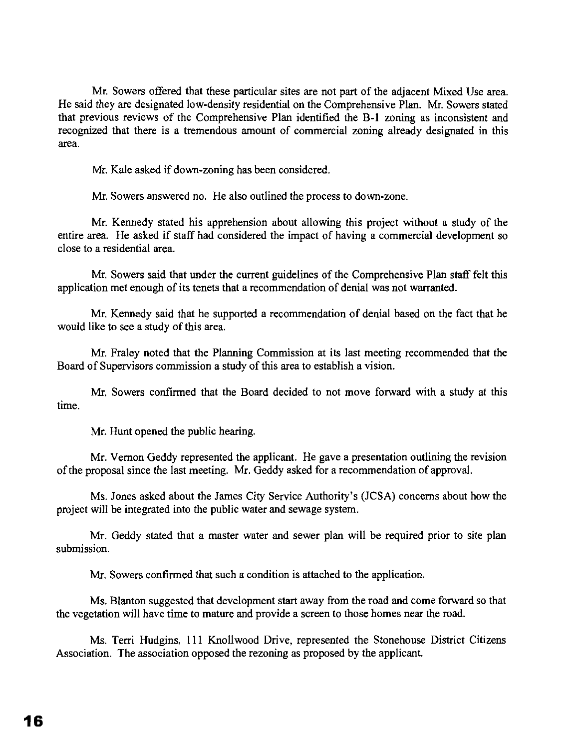Mr. Sowers offered that these particular sites are not part of the adjacent Mixed Use area. He said they are designated low-density residential on the Comprehensive Plan. Mr. Sowers stated that previous reviews of the Comprehensive Plan identified the B-1 zoning as inconsistent and recognized that there is a tremendous amount of commercial zoning already designated in this area.

Mr. Kale asked if down-zoning has been considered.

Mr. Sowers answered no. He also outlined the process to down-zone.

Mr. Kennedy stated his apprehension about allowing this project without a study of the entire area. He asked if staff had considered the impact of having a commercial development so close to a residential area.

Mr. Sowers said that under the current guidelines of the Comprehensive Plan staff felt this application met enough of its tenets that a recommendation of denial was not warranted.

Mr. Kennedy said that he supported a recommendation of denial based on the fact that he would like to see a study of this area.

Mr. Fraley noted that the Planning Commission at its last meeting recommended that the Board of Supervisors commission a study of this area to establish a vision.

Mr. Sowers confirmed that the Board decided to not move forward with a study at this time.

Mr. Hunt opened the public hearing.

Mr. Vernon Geddy represented the applicant. He gave a presentation outlining the revision of the proposal since the last meeting. Mr. Geddy asked for a recommendation of approval.

Ms. Jones asked about the James City Service Authority's (JCSA) concerns about how the project will be integrated into the public water and sewage system.

Mr. Geddy stated that a master water and sewer plan will be required prior to site plan submission.

Mr. Sowers confirmed that such a condition is attached to the application.

Ms. Blanton suggested that development start away from the road and come forward so that the vegetation will have time to mature and provide a screen to those homes near the road.

Ms. Terri Hudgins, 111 Knollwood Drive, represented the Stonehouse District Citizens Association. The association opposed the rezoning as proposed by the applicant.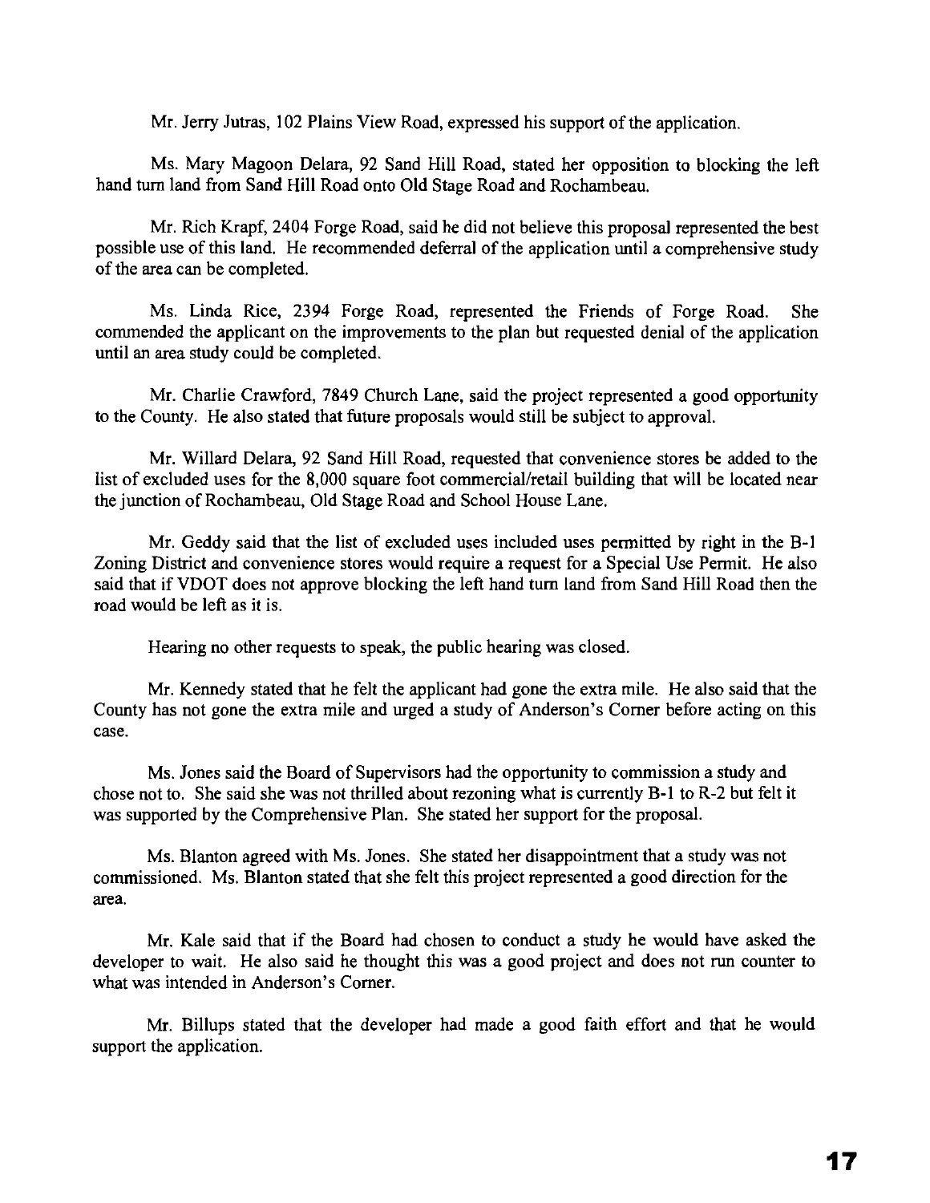Mr. Jerry Jutras, 102 Plains View Road, expressed his support of the application.

Ms. Mary Magoon Delara, 92 Sand Hill Road, stated her opposition to blocking the left hand turn land from Sand Hill Road onto Old Stage Road and Rochambeau.

Mr. Rich Krapf, 2404 Forge Road, said he did not believe this proposal represented the best possible use of this land. He recommended deferral of the application until a comprehensive study of the area can be completed.

Ms. Linda Rice, 2394 Forge Road, represented the Friends of Forge Road. She commended the applicant on the improvements to the plan but requested denial of the application until an area study could be completed.

Mr. Charlie Crawford, 7849 Church Lane, said the project represented a good opportunity to the County. He also stated that future proposals would still be subject to approval.

Mr. Willard Delara, 92 Sand Hill Road, requested that convenience stores be added to the list of excluded uses for the 8,000 square foot commercial/retail building that will be located near the junction of Rochambeau, Old Stage Road and School House Lane.

Mr. Geddy said that the list of excluded uses included uses permitted by right in the B-1 Zoning District and convenience stores would require a request for a Special Use Permit. He also said that if VDOT does not approve blocking the left hand turn land from Sand Hill Road then the road would be left as it is.

Hearing no other requests to speak, the public hearing was closed.

Mr. Kennedy stated that he felt the applicant had gone the extra mile. He also said that the County has not gone the extra mile and urged a study of Anderson's Corner before acting on this case.

Ms. Jones said the Board of Supervisors had the opportunity to commission a study and chose not to. She said she was not thrilled about rezoning what is currently B-1 to R-2 but felt it was supported by the Comprehensive Plan. She stated her support for the proposal.

Ms. Blanton agreed with Ms. Jones. She stated her disappointment that a study was not commissioned. Ms. Blanton stated that she felt this project represented a good direction for the area.

Mr. Kale said that if the Board had chosen to conduct a study he would have asked the developer to wait. He also said he thought this was a good project and does not run counter to what was intended in Anderson's Corner.

Mr. Billups stated that the developer had made a good faith effort and that he would support the application.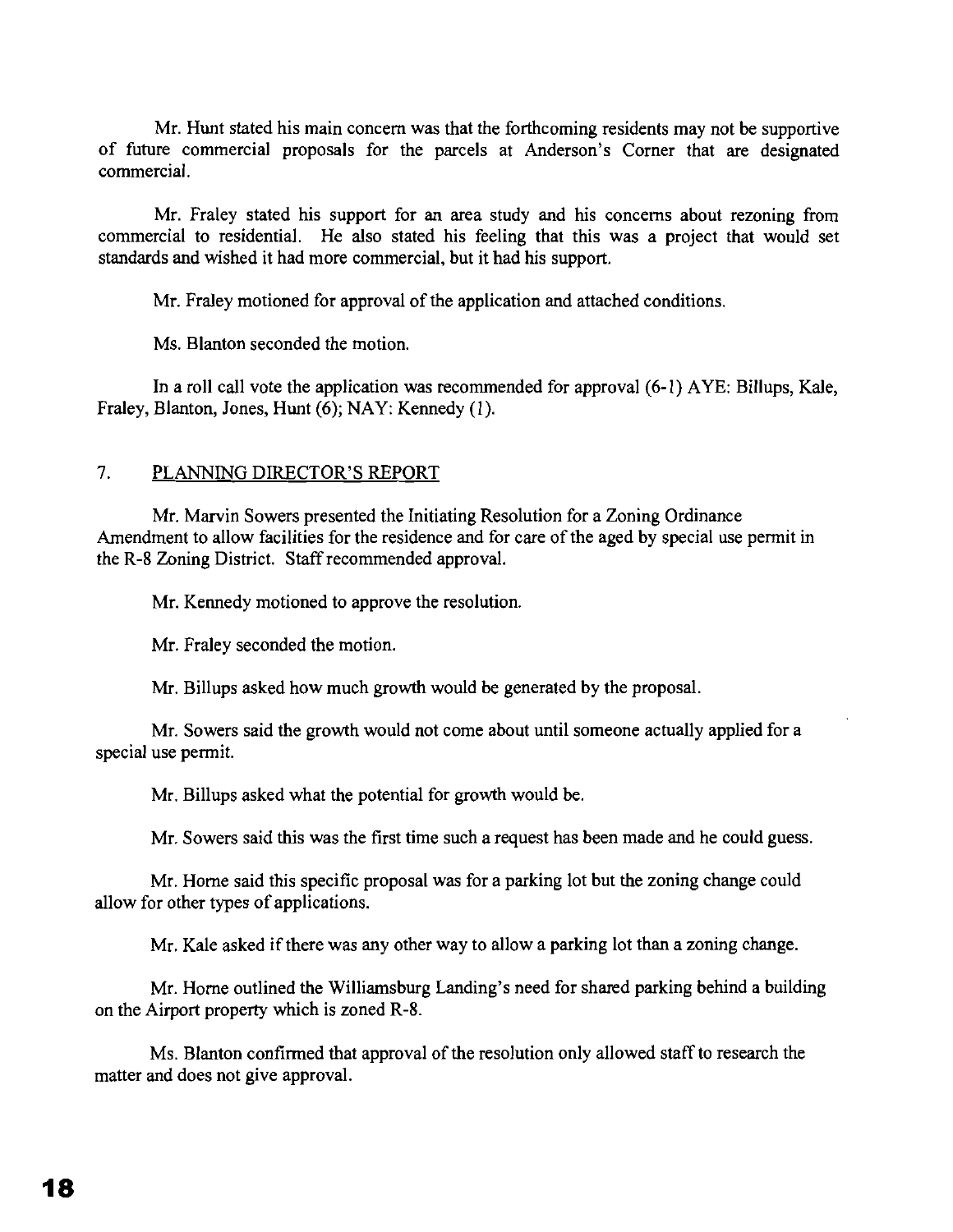Mr. Hunt stated his main concern was that the forthcoming residents may not be supportive of future commercial proposals for the parcels at Anderson's Corner that are designated commercial.

Mr. Fraley stated his support for an area study and his concerns about rezoning from commercial to residential. He also stated his feeling that this was a project that would set standards and wished it had more commercial, but it had his support.

Mr. Fraley motioned for approval of the application and attached conditions.

Ms. Blanton seconded the motion.

In a roll call vote the application was recommended for approval (6-1) AYE: Billups, Kale, Fraley, Blanton, Jones, Hunt (6); NAY: Kennedy (1).

## 7. PLANNING DIRECTOR'S REPORT

Mr. Marvin Sowers presented the Initiating Resolution for a Zoning Ordinance Amendment to allow facilities for the residence and for care of the aged by special use permit in the R-8 Zoning District. Staff recommended approval.

Mr. Kennedy motioned to approve the resolution.

Mr. Fraley seconded the motion.

Mr. Billups asked how much growth would be generated by the proposal.

Mr. Sowers said the growth would not come about until someone actually applied for a special use permit.

Mr. Billups asked what the potential for growth would be.

Mr. Sowers said this was the first time such a request has been made and he could guess.

Mr. Horne said this specific proposal was for a parking lot but the zoning change could allow for other types of applications.

Mr. Kale asked if there was any other way to allow a parking lot than a zoning change.

Mr. Horne outlined the Williamsburg Landing's need for shared parking behind a building on the Airport property which is zoned R-8.

Ms. Blanton confirmed that approval of the resolution only allowed staff to research the matter and does not give approval.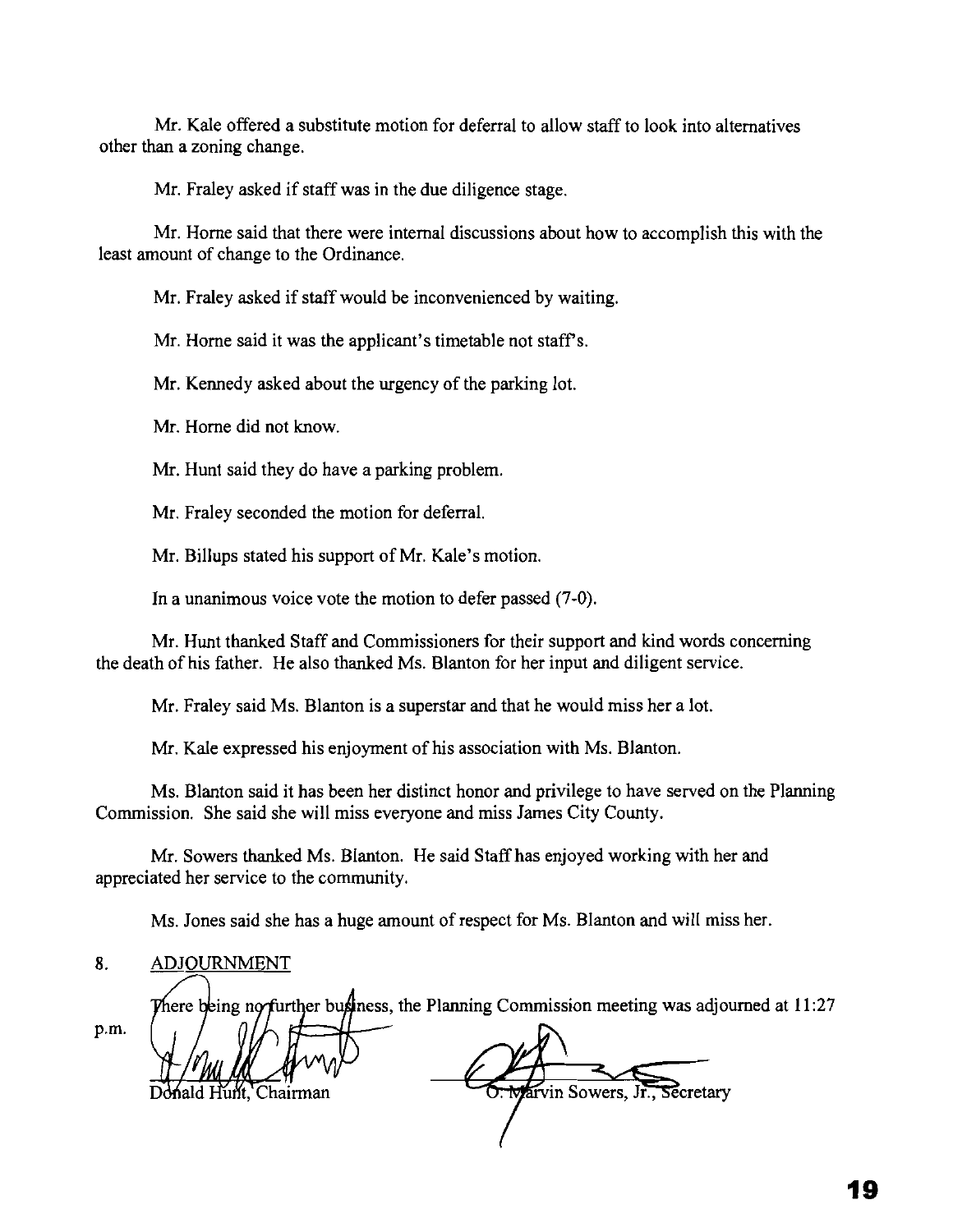Mr. Kale offered a substitute motion for deferral to allow staff to look into alternatives other than a zoning change.

Mr. Fraley asked if staff was in the due diligence stage.

Mr. Horne said that there were internal discussions about how to accomplish this with the least amount of change to the Ordinance.

Mr. Fraley asked if staff would be inconvenienced by waiting.

Mr. Horne said it was the applicant's timetable not staff's.

Mr. Kennedy asked about the urgency of the parking lot.

Mr. Horne did not know.

Mr. Hunt said they do have a parking problem.

Mr. Fraley seconded the motion for deferral.

Mr. Billups stated his support of Mr. Kale's motion.

In a unanimous voice vote the motion to defer passed (7-0).

Mr. Hunt thanked Staff and Commissioners for their support and kind words concerning the death of his father. He also thanked Ms. Blanton for her input and diligent service.

Mr. Fraley said Ms. Blanton is a superstar and that he would miss her a lot.

Mr. Kale expressed his enjoyment of his association with Ms. Blanton.

Ms. Blanton said it has been her distinct honor and privilege to have served on the Planning Commission. She said she will miss everyone and miss James City County.

Mr. Sowers thanked Ms. Blanton. He said Staff has enjoyed working with her and appreciated her service to the community.

Ms. Jones said she has a huge amount of respect for Ms. Blanton and will miss her.

8. ADJOURNMENT

There being no further business, the Planning Commission meeting was adjourned at 11:27 p.m.

Donald Hunt, Chairman

O. Marvin Sowers, Jr., Secretary